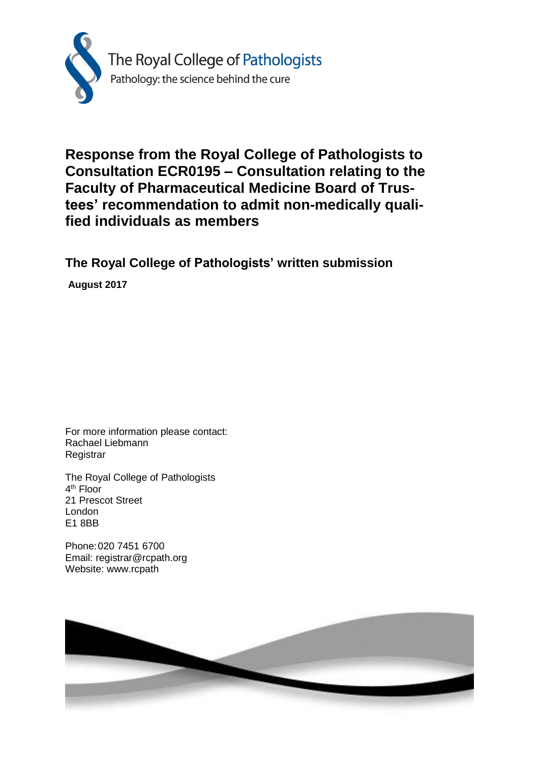The Royal College of Pathologists

Pathology: the science behind the cure

# Response from the Royal College of Pathologists to Consultation ECR0195 – Consultation relating to the Faculty of Pharmaceutical Medicine Board of Trustees' recommendation to admit non-medically qualified individuals as members

## The Royal College of Pathologists' written submission

**August 2017**

For more information please contact:
Rachael Liebmann
Registrar

The Royal College of Pathologists
4th Floor
21 Prescot Street
London
E1 8BB

Phone: 020 7451 6700
Email: registrar@rcpath.org
Website: www.rcpath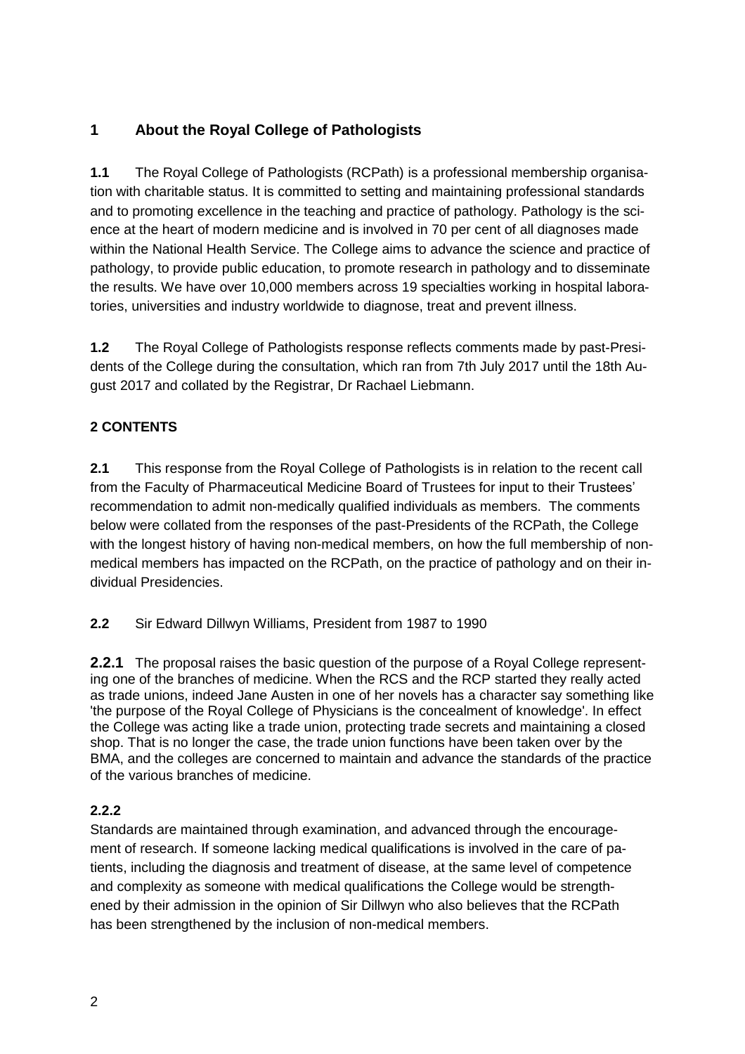## 1 About the Royal College of Pathologists

**1.1** The Royal College of Pathologists (RCPath) is a professional membership organisation with charitable status. It is committed to setting and maintaining professional standards and to promoting excellence in the teaching and practice of pathology. Pathology is the science at the heart of modern medicine and is involved in 70 per cent of all diagnoses made within the National Health Service. The College aims to advance the science and practice of pathology, to provide public education, to promote research in pathology and to disseminate the results. We have over 10,000 members across 19 specialties working in hospital laboratories, universities and industry worldwide to diagnose, treat and prevent illness.

**1.2** The Royal College of Pathologists response reflects comments made by past-Presidents of the College during the consultation, which ran from 7th July 2017 until the 18th August 2017 and collated by the Registrar, Dr Rachael Liebmann.

## 2 CONTENTS

**2.1** This response from the Royal College of Pathologists is in relation to the recent call from the Faculty of Pharmaceutical Medicine Board of Trustees for input to their Trustees' recommendation to admit non-medically qualified individuals as members. The comments below were collated from the responses of the past-Presidents of the RCPath, the College with the longest history of having non-medical members, on how the full membership of non-medical members has impacted on the RCPath, on the practice of pathology and on their individual Presidencies.

**2.2** Sir Edward Dillwyn Williams, President from 1987 to 1990

**2.2.1** The proposal raises the basic question of the purpose of a Royal College representing one of the branches of medicine. When the RCS and the RCP started they really acted as trade unions, indeed Jane Austen in one of her novels has a character say something like 'the purpose of the Royal College of Physicians is the concealment of knowledge'. In effect the College was acting like a trade union, protecting trade secrets and maintaining a closed shop. That is no longer the case, the trade union functions have been taken over by the BMA, and the colleges are concerned to maintain and advance the standards of the practice of the various branches of medicine.

**2.2.2**

Standards are maintained through examination, and advanced through the encouragement of research. If someone lacking medical qualifications is involved in the care of patients, including the diagnosis and treatment of disease, at the same level of competence and complexity as someone with medical qualifications the College would be strengthened by their admission in the opinion of Sir Dillwyn who also believes that the RCPath has been strengthened by the inclusion of non-medical members.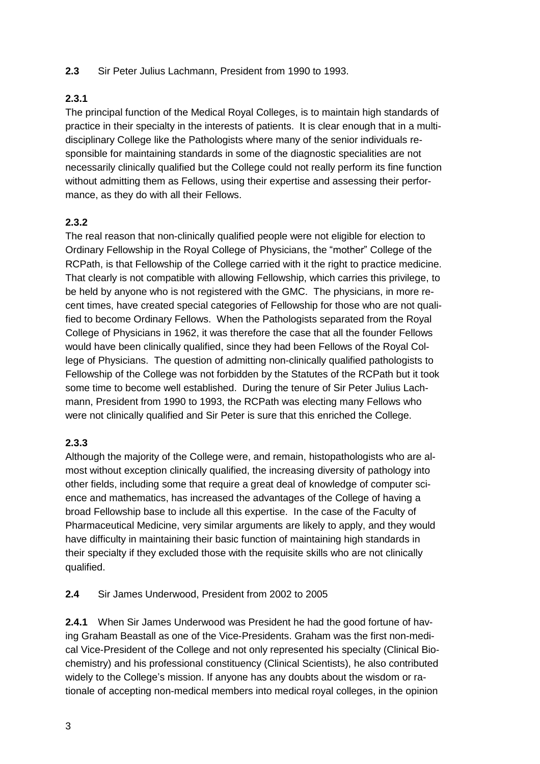**2.3** Sir Peter Julius Lachmann, President from 1990 to 1993.

**2.3.1**

The principal function of the Medical Royal Colleges, is to maintain high standards of practice in their specialty in the interests of patients. It is clear enough that in a multi-disciplinary College like the Pathologists where many of the senior individuals responsible for maintaining standards in some of the diagnostic specialities are not necessarily clinically qualified but the College could not really perform its fine function without admitting them as Fellows, using their expertise and assessing their performance, as they do with all their Fellows.

**2.3.2**

The real reason that non-clinically qualified people were not eligible for election to Ordinary Fellowship in the Royal College of Physicians, the "mother" College of the RCPath, is that Fellowship of the College carried with it the right to practice medicine. That clearly is not compatible with allowing Fellowship, which carries this privilege, to be held by anyone who is not registered with the GMC. The physicians, in more recent times, have created special categories of Fellowship for those who are not qualified to become Ordinary Fellows. When the Pathologists separated from the Royal College of Physicians in 1962, it was therefore the case that all the founder Fellows would have been clinically qualified, since they had been Fellows of the Royal College of Physicians. The question of admitting non-clinically qualified pathologists to Fellowship of the College was not forbidden by the Statutes of the RCPath but it took some time to become well established. During the tenure of Sir Peter Julius Lachmann, President from 1990 to 1993, the RCPath was electing many Fellows who were not clinically qualified and Sir Peter is sure that this enriched the College.

**2.3.3**

Although the majority of the College were, and remain, histopathologists who are almost without exception clinically qualified, the increasing diversity of pathology into other fields, including some that require a great deal of knowledge of computer science and mathematics, has increased the advantages of the College of having a broad Fellowship base to include all this expertise. In the case of the Faculty of Pharmaceutical Medicine, very similar arguments are likely to apply, and they would have difficulty in maintaining their basic function of maintaining high standards in their specialty if they excluded those with the requisite skills who are not clinically qualified.

**2.4** Sir James Underwood, President from 2002 to 2005

**2.4.1** When Sir James Underwood was President he had the good fortune of having Graham Beastall as one of the Vice-Presidents. Graham was the first non-medical Vice-President of the College and not only represented his specialty (Clinical Biochemistry) and his professional constituency (Clinical Scientists), he also contributed widely to the College's mission. If anyone has any doubts about the wisdom or rationale of accepting non-medical members into medical royal colleges, in the opinion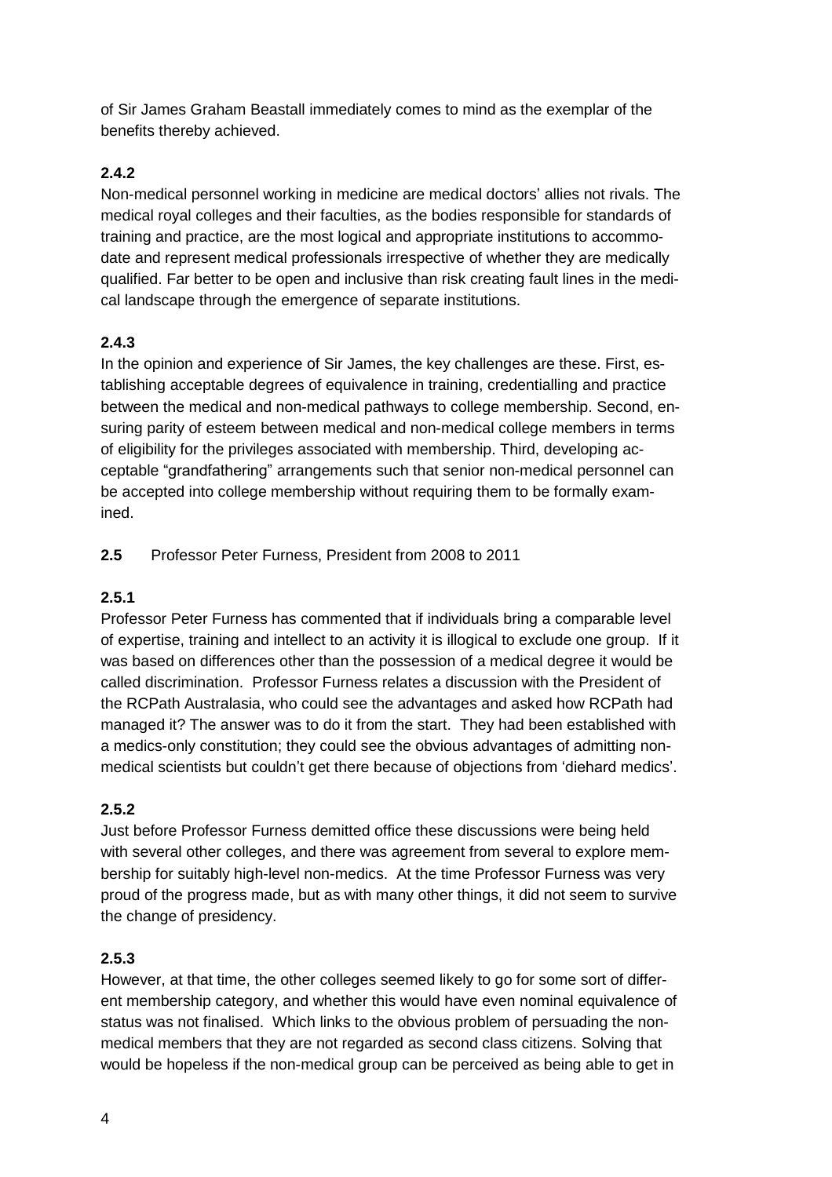of Sir James Graham Beastall immediately comes to mind as the exemplar of the benefits thereby achieved.

**2.4.2**

Non-medical personnel working in medicine are medical doctors' allies not rivals. The medical royal colleges and their faculties, as the bodies responsible for standards of training and practice, are the most logical and appropriate institutions to accommodate and represent medical professionals irrespective of whether they are medically qualified. Far better to be open and inclusive than risk creating fault lines in the medical landscape through the emergence of separate institutions.

**2.4.3**

In the opinion and experience of Sir James, the key challenges are these. First, establishing acceptable degrees of equivalence in training, credentialling and practice between the medical and non-medical pathways to college membership. Second, ensuring parity of esteem between medical and non-medical college members in terms of eligibility for the privileges associated with membership. Third, developing acceptable "grandfathering" arrangements such that senior non-medical personnel can be accepted into college membership without requiring them to be formally examined.

**2.5** Professor Peter Furness, President from 2008 to 2011

**2.5.1**

Professor Peter Furness has commented that if individuals bring a comparable level of expertise, training and intellect to an activity it is illogical to exclude one group. If it was based on differences other than the possession of a medical degree it would be called discrimination. Professor Furness relates a discussion with the President of the RCPath Australasia, who could see the advantages and asked how RCPath had managed it? The answer was to do it from the start. They had been established with a medics-only constitution; they could see the obvious advantages of admitting non-medical scientists but couldn't get there because of objections from 'diehard medics'.

**2.5.2**

Just before Professor Furness demitted office these discussions were being held with several other colleges, and there was agreement from several to explore membership for suitably high-level non-medics. At the time Professor Furness was very proud of the progress made, but as with many other things, it did not seem to survive the change of presidency.

**2.5.3**

However, at that time, the other colleges seemed likely to go for some sort of different membership category, and whether this would have even nominal equivalence of status was not finalised. Which links to the obvious problem of persuading the non-medical members that they are not regarded as second class citizens. Solving that would be hopeless if the non-medical group can be perceived as being able to get in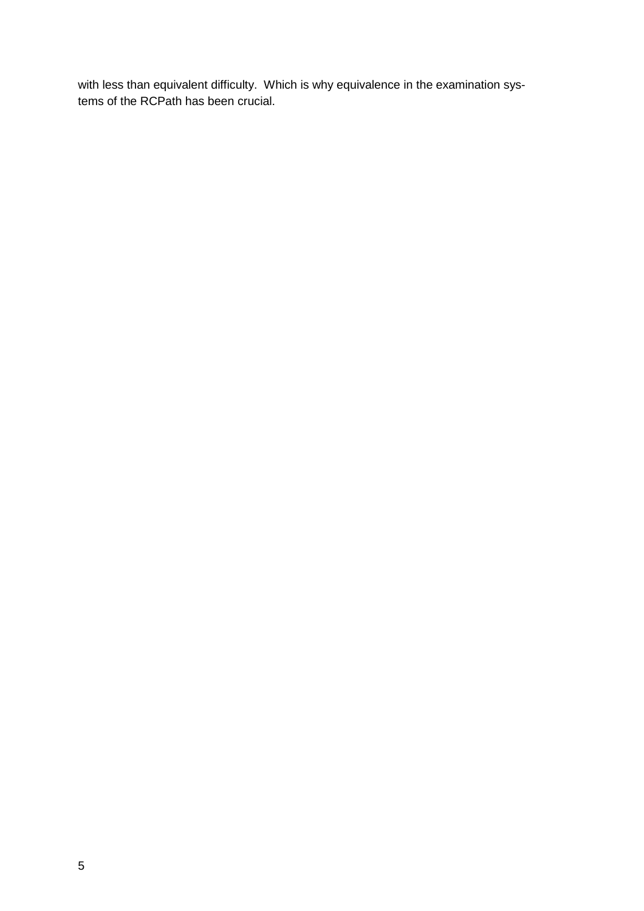with less than equivalent difficulty. Which is why equivalence in the examination systems of the RCPath has been crucial.